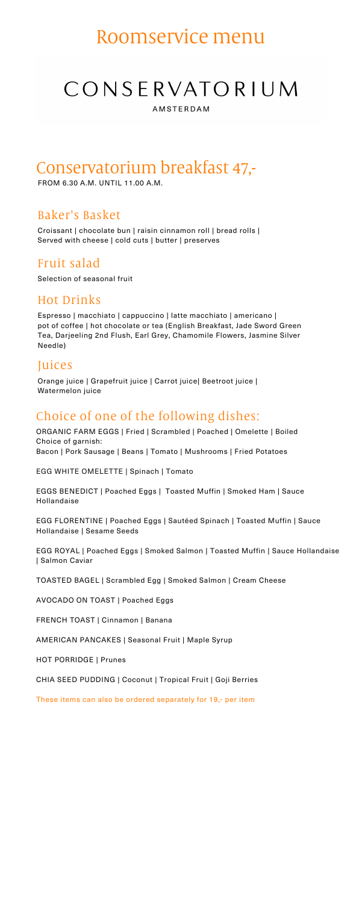# Roomservice menu

# CONSERVATORIUM

AMSTERDAM

## Conservatorium breakfast 47,-

FROM 6.30 A.M. UNTIL 11.00 A.M.

### Baker's Basket

Croissant | chocolate bun | raisin cinnamon roll | bread rolls |
Served with cheese | cold cuts | butter | preserves

### Fruit salad

Selection of seasonal fruit

### Hot Drinks

Espresso | macchiato | cappuccino | latte macchiato | americano |
pot of coffee | hot chocolate or tea (English Breakfast, Jade Sword Green Tea, Darjeeling 2nd Flush, Earl Grey, Chamomile Flowers, Jasmine Silver Needle)

### Juices

Orange juice | Grapefruit juice | Carrot juice| Beetroot juice |
Watermelon juice

### Choice of one of the following dishes:

ORGANIC FARM EGGS | Fried | Scrambled | Poached | Omelette | Boiled
Choice of garnish:
Bacon | Pork Sausage | Beans | Tomato | Mushrooms | Fried Potatoes

EGG WHITE OMELETTE | Spinach | Tomato

EGGS BENEDICT | Poached Eggs | Toasted Muffin | Smoked Ham | Sauce Hollandaise

EGG FLORENTINE | Poached Eggs | Sautéed Spinach | Toasted Muffin | Sauce Hollandaise | Sesame Seeds

EGG ROYAL | Poached Eggs | Smoked Salmon | Toasted Muffin | Sauce Hollandaise | Salmon Caviar

TOASTED BAGEL | Scrambled Egg | Smoked Salmon | Cream Cheese

AVOCADO ON TOAST | Poached Eggs

FRENCH TOAST | Cinnamon | Banana

AMERICAN PANCAKES | Seasonal Fruit | Maple Syrup

HOT PORRIDGE | Prunes

CHIA SEED PUDDING | Coconut | Tropical Fruit | Goji Berries

These items can also be ordered separately for 19,- per item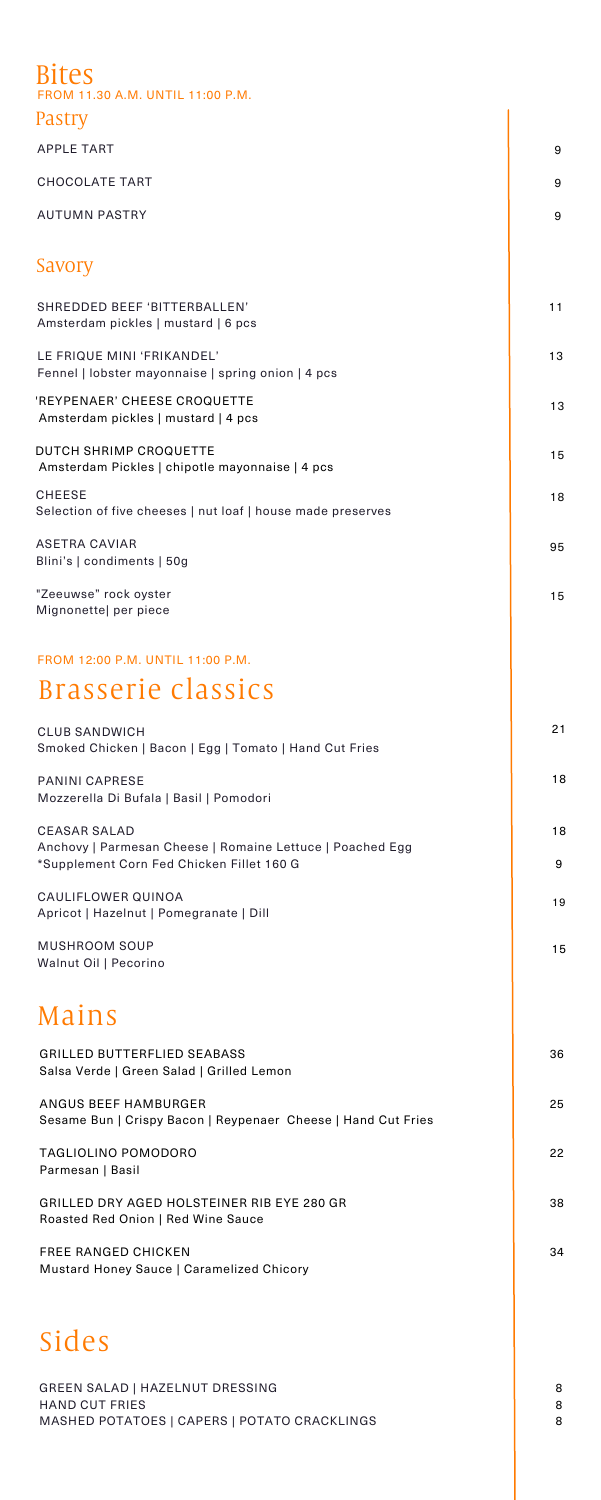# Bites

FROM 11.30 A.M. UNTIL 11:00 P.M.

## Pastry

| | |
|---|---|
| APPLE TART | 9 |
| CHOCOLATE TART | 9 |
| AUTUMN PASTRY | 9 |

## Savory

| | |
|---|---|
| SHREDDED BEEF 'BITTERBALLEN'<br>Amsterdam pickles \| mustard \| 6 pcs | 11 |
| LE FRIQUE MINI 'FRIKANDEL'<br>Fennel \| lobster mayonnaise \| spring onion \| 4 pcs | 13 |
| 'REYPENAER' CHEESE CROQUETTE<br>Amsterdam pickles \| mustard \| 4 pcs | 13 |
| DUTCH SHRIMP CROQUETTE<br>Amsterdam Pickles \| chipotle mayonnaise \| 4 pcs | 15 |
| CHEESE<br>Selection of five cheeses \| nut loaf \| house made preserves | 18 |
| ASETRA CAVIAR<br>Blini's \| condiments \| 50g | 95 |
| "Zeeuwse" rock oyster<br>Mignonette\| per piece | 15 |

FROM 12:00 P.M. UNTIL 11:00 P.M.

# Brasserie classics

| | |
|---|---|
| CLUB SANDWICH<br>Smoked Chicken \| Bacon \| Egg \| Tomato \| Hand Cut Fries | 21 |
| PANINI CAPRESE<br>Mozzerella Di Bufala \| Basil \| Pomodori | 18 |
| CEASAR SALAD<br>Anchovy \| Parmesan Cheese \| Romaine Lettuce \| Poached Egg | 18 |
| *Supplement Corn Fed Chicken Fillet 160 G | 9 |
| CAULIFLOWER QUINOA<br>Apricot \| Hazelnut \| Pomegranate \| Dill | 19 |
| MUSHROOM SOUP<br>Walnut Oil \| Pecorino | 15 |

# Mains

| | |
|---|---|
| GRILLED BUTTERFLIED SEABASS<br>Salsa Verde \| Green Salad \| Grilled Lemon | 36 |
| ANGUS BEEF HAMBURGER<br>Sesame Bun \| Crispy Bacon \| Reypenaer Cheese \| Hand Cut Fries | 25 |
| TAGLIOLINO POMODORO<br>Parmesan \| Basil | 22 |
| GRILLED DRY AGED HOLSTEINER RIB EYE 280 GR<br>Roasted Red Onion \| Red Wine Sauce | 38 |
| FREE RANGED CHICKEN<br>Mustard Honey Sauce \| Caramelized Chicory | 34 |

# Sides

| | |
|---|---|
| GREEN SALAD \| HAZELNUT DRESSING | 8 |
| HAND CUT FRIES | 8 |
| MASHED POTATOES \| CAPERS \| POTATO CRACKLINGS | 8 |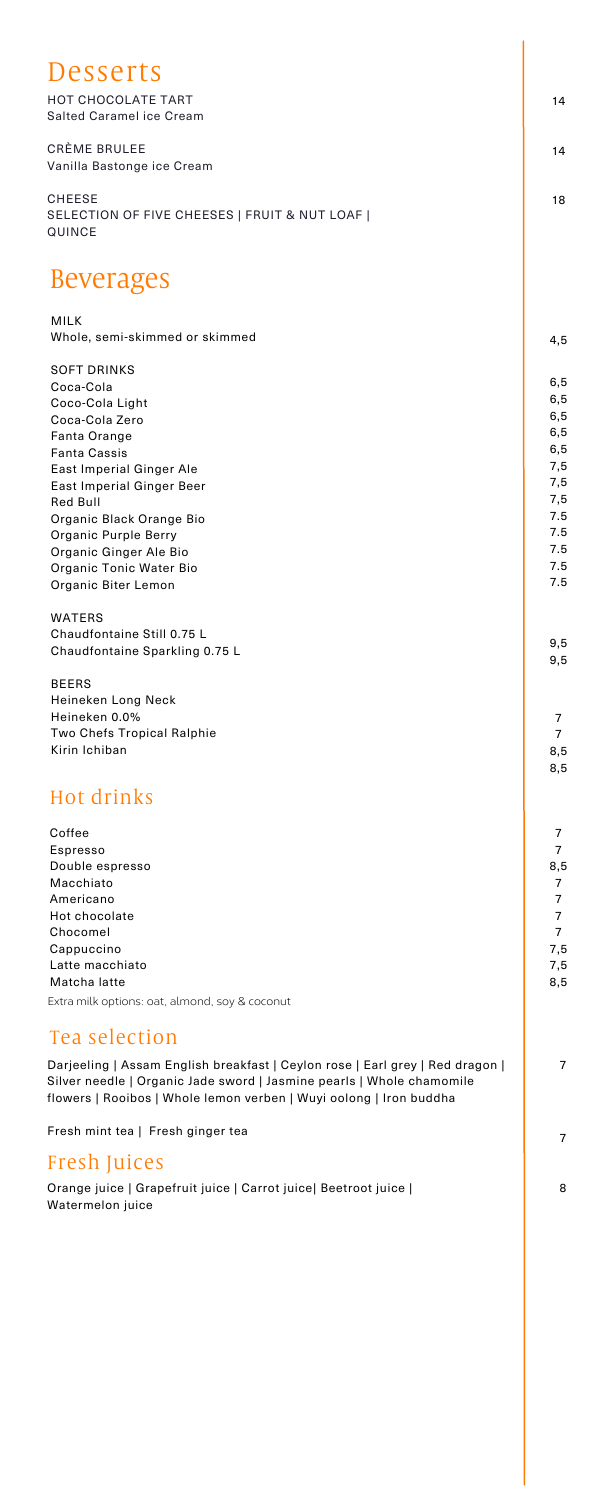# Desserts

| Item | Price |
|---|---|
| HOT CHOCOLATE TART<br>Salted Caramel ice Cream | 14 |
| CRÈME BRULEE<br>Vanilla Bastonge ice Cream | 14 |
| CHEESE<br>SELECTION OF FIVE CHEESES \| FRUIT & NUT LOAF \| QUINCE | 18 |

# Beverages

**MILK**

| Item | Price |
|---|---|
| Whole, semi-skimmed or skimmed | 4,5 |

**SOFT DRINKS**

| Item | Price |
|---|---|
| Coca-Cola | 6,5 |
| Coco-Cola Light | 6,5 |
| Coca-Cola Zero | 6,5 |
| Fanta Orange | 6,5 |
| Fanta Cassis | 6,5 |
| East Imperial Ginger Ale | 7,5 |
| East Imperial Ginger Beer | 7,5 |
| Red Bull | 7,5 |
| Organic Black Orange Bio | 7.5 |
| Organic Purple Berry | 7.5 |
| Organic Ginger Ale Bio | 7.5 |
| Organic Tonic Water Bio | 7.5 |
| Organic Biter Lemon | 7.5 |

**WATERS**

| Item | Price |
|---|---|
| Chaudfontaine Still 0.75 L | 9,5 |
| Chaudfontaine Sparkling 0.75 L | 9,5 |

**BEERS**

| Item | Price |
|---|---|
| Heineken Long Neck | 7 |
| Heineken 0.0% | 7 |
| Two Chefs Tropical Ralphie | 8,5 |
| Kirin Ichiban | 8,5 |

## Hot drinks

| Item | Price |
|---|---|
| Coffee | 7 |
| Espresso | 7 |
| Double espresso | 8,5 |
| Macchiato | 7 |
| Americano | 7 |
| Hot chocolate | 7 |
| Chocomel | 7 |
| Cappuccino | 7,5 |
| Latte macchiato | 7,5 |
| Matcha latte | 8,5 |

Extra milk options: oat, almond, soy & coconut

## Tea selection

| Item | Price |
|---|---|
| Darjeeling \| Assam English breakfast \| Ceylon rose \| Earl grey \| Red dragon \| Silver needle \| Organic Jade sword \| Jasmine pearls \| Whole chamomile flowers \| Rooibos \| Whole lemon verben \| Wuyi oolong \| Iron buddha | 7 |
| Fresh mint tea \| Fresh ginger tea | 7 |

## Fresh Juices

| Item | Price |
|---|---|
| Orange juice \| Grapefruit juice \| Carrot juice\| Beetroot juice \| Watermelon juice | 8 |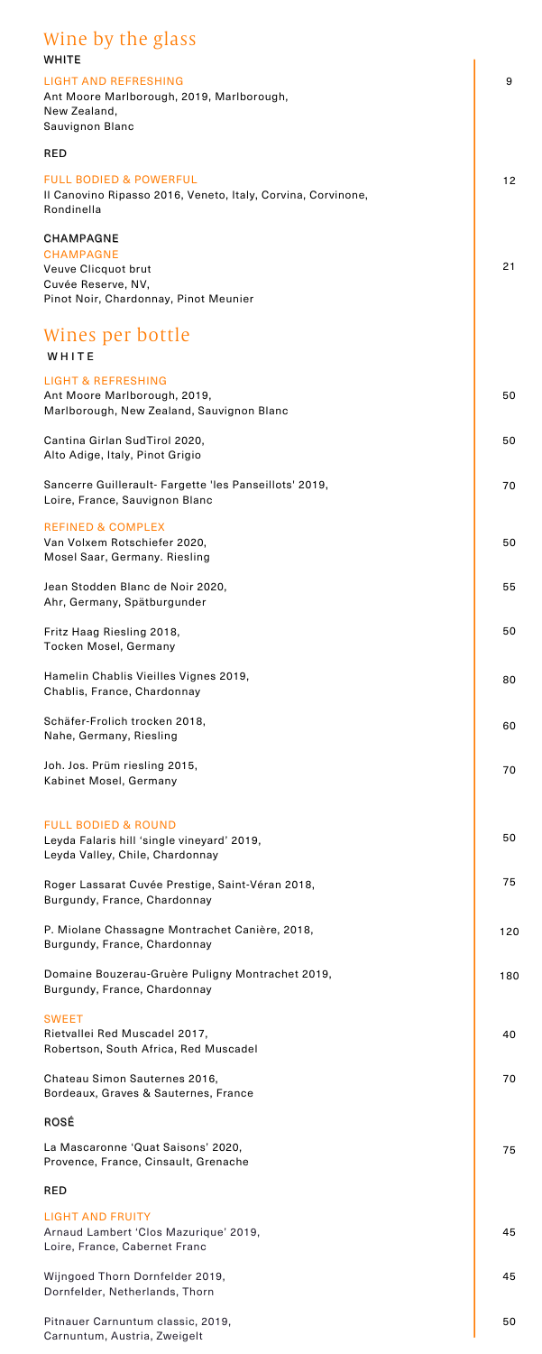## Wine by the glass

**WHITE**

LIGHT AND REFRESHING

Ant Moore Marlborough, 2019, Marlborough, New Zealand, Sauvignon Blanc — 9

**RED**

FULL BODIED & POWERFUL

Il Canovino Ripasso 2016, Veneto, Italy, Corvina, Corvinone, Rondinella — 12

**CHAMPAGNE**

CHAMPAGNE

Veuve Clicquot brut Cuvée Reserve, NV, Pinot Noir, Chardonnay, Pinot Meunier — 21

## Wines per bottle

**WHITE**

LIGHT & REFRESHING

Ant Moore Marlborough, 2019, Marlborough, New Zealand, Sauvignon Blanc — 50

Cantina Girlan SudTirol 2020, Alto Adige, Italy, Pinot Grigio — 50

Sancerre Guillerault- Fargette 'les Panseillots' 2019, Loire, France, Sauvignon Blanc — 70

REFINED & COMPLEX

Van Volxem Rotschiefer 2020, Mosel Saar, Germany. Riesling — 50

Jean Stodden Blanc de Noir 2020, Ahr, Germany, Spätburgunder — 55

Fritz Haag Riesling 2018, Tocken Mosel, Germany — 50

Hamelin Chablis Vieilles Vignes 2019, Chablis, France, Chardonnay — 80

Schäfer-Frolich trocken 2018, Nahe, Germany, Riesling — 60

Joh. Jos. Prüm riesling 2015, Kabinet Mosel, Germany — 70

FULL BODIED & ROUND

Leyda Falaris hill 'single vineyard' 2019, Leyda Valley, Chile, Chardonnay — 50

Roger Lassarat Cuvée Prestige, Saint-Véran 2018, Burgundy, France, Chardonnay — 75

P. Miolane Chassagne Montrachet Canière, 2018, Burgundy, France, Chardonnay — 120

Domaine Bouzerau-Gruère Puligny Montrachet 2019, Burgundy, France, Chardonnay — 180

SWEET

Rietvallei Red Muscadel 2017, Robertson, South Africa, Red Muscadel — 40

Chateau Simon Sauternes 2016, Bordeaux, Graves & Sauternes, France — 70

**ROSÉ**

La Mascaronne 'Quat Saisons' 2020, Provence, France, Cinsault, Grenache — 75

**RED**

LIGHT AND FRUITY

Arnaud Lambert 'Clos Mazurique' 2019, Loire, France, Cabernet Franc — 45

Wijngoed Thorn Dornfelder 2019, Dornfelder, Netherlands, Thorn — 45

Pitnauer Carnuntum classic, 2019, Carnuntum, Austria, Zweigelt — 50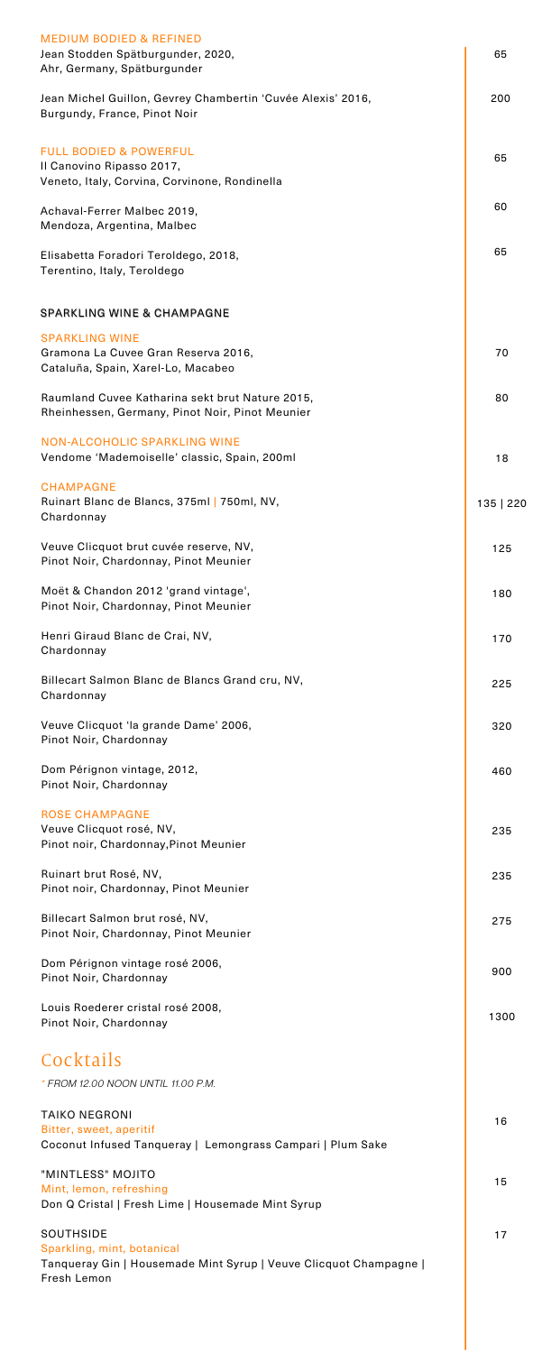### MEDIUM BODIED & REFINED

Jean Stodden Spätburgunder, 2020,
Ahr, Germany, Spätburgunder — 65

Jean Michel Guillon, Gevrey Chambertin 'Cuvée Alexis' 2016,
Burgundy, France, Pinot Noir — 200

### FULL BODIED & POWERFUL

Il Canovino Ripasso 2017,
Veneto, Italy, Corvina, Corvinone, Rondinella — 65

Achaval-Ferrer Malbec 2019,
Mendoza, Argentina, Malbec — 60

Elisabetta Foradori Teroldego, 2018,
Terentino, Italy, Teroldego — 65

## SPARKLING WINE & CHAMPAGNE

### SPARKLING WINE

Gramona La Cuvee Gran Reserva 2016,
Cataluña, Spain, Xarel-Lo, Macabeo — 70

Raumland Cuvee Katharina sekt brut Nature 2015,
Rheinhessen, Germany, Pinot Noir, Pinot Meunier — 80

### NON-ALCOHOLIC SPARKLING WINE

Vendome 'Mademoiselle' classic, Spain, 200ml — 18

### CHAMPAGNE

Ruinart Blanc de Blancs, 375ml | 750ml, NV,
Chardonnay — 135 | 220

Veuve Clicquot brut cuvée reserve, NV,
Pinot Noir, Chardonnay, Pinot Meunier — 125

Moët & Chandon 2012 'grand vintage',
Pinot Noir, Chardonnay, Pinot Meunier — 180

Henri Giraud Blanc de Crai, NV,
Chardonnay — 170

Billecart Salmon Blanc de Blancs Grand cru, NV,
Chardonnay — 225

Veuve Clicquot 'la grande Dame' 2006,
Pinot Noir, Chardonnay — 320

Dom Pérignon vintage, 2012,
Pinot Noir, Chardonnay — 460

### ROSE CHAMPAGNE

Veuve Clicquot rosé, NV,
Pinot noir, Chardonnay,Pinot Meunier — 235

Ruinart brut Rosé, NV,
Pinot noir, Chardonnay, Pinot Meunier — 235

Billecart Salmon brut rosé, NV,
Pinot Noir, Chardonnay, Pinot Meunier — 275

Dom Pérignon vintage rosé 2006,
Pinot Noir, Chardonnay — 900

Louis Roederer cristal rosé 2008,
Pinot Noir, Chardonnay — 1300

# Cocktails

*\* FROM 12.00 NOON UNTIL 11.00 P.M.*

TAIKO NEGRONI — 16
Bitter, sweet, aperitif
Coconut Infused Tanqueray | Lemongrass Campari | Plum Sake

"MINTLESS" MOJITO — 15
Mint, lemon, refreshing
Don Q Cristal | Fresh Lime | Housemade Mint Syrup

SOUTHSIDE — 17
Sparkling, mint, botanical
Tanqueray Gin | Housemade Mint Syrup | Veuve Clicquot Champagne | Fresh Lemon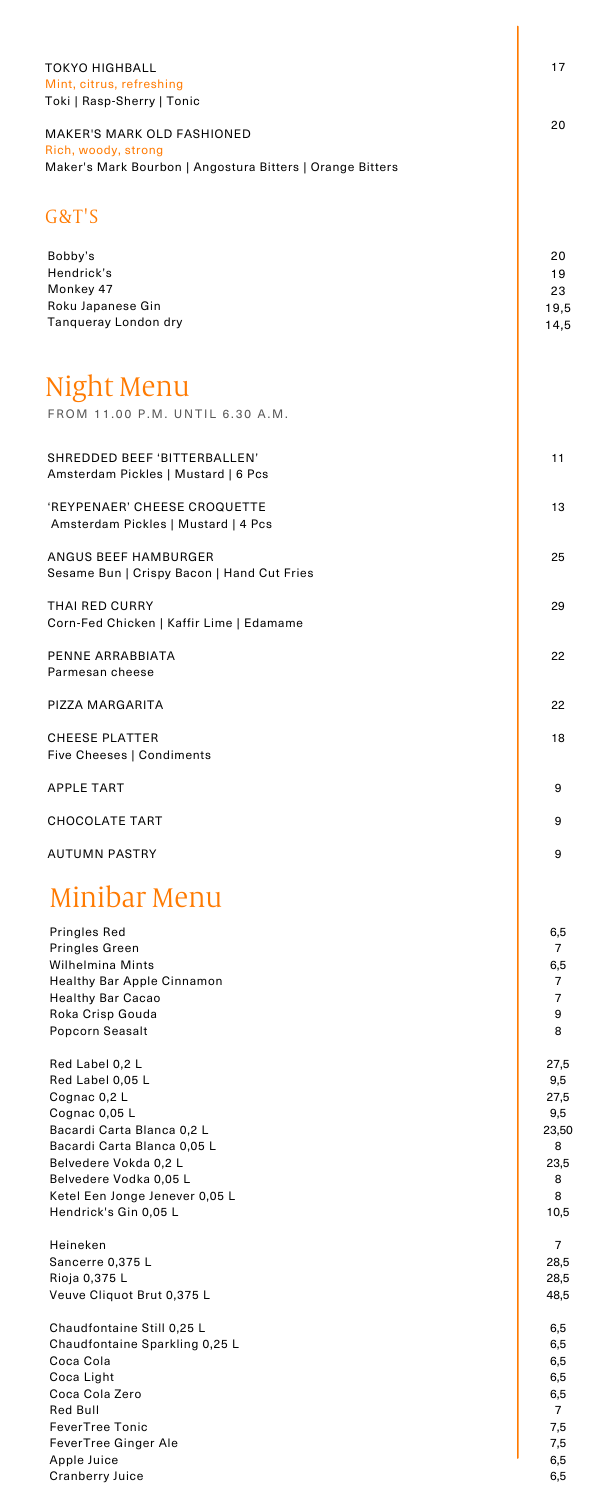TOKYO HIGHBALL — 17
Mint, citrus, refreshing
Toki | Rasp-Sherry | Tonic

MAKER'S MARK OLD FASHIONED — 20
Rich, woody, strong
Maker's Mark Bourbon | Angostura Bitters | Orange Bitters

## G&T'S

| | |
|---|---|
| Bobby's | 20 |
| Hendrick's | 19 |
| Monkey 47 | 23 |
| Roku Japanese Gin | 19,5 |
| Tanqueray London dry | 14,5 |

# Night Menu

FROM 11.00 P.M. UNTIL 6.30 A.M.

| | |
|---|---|
| SHREDDED BEEF 'BITTERBALLEN'<br>Amsterdam Pickles \| Mustard \| 6 Pcs | 11 |
| 'REYPENAER' CHEESE CROQUETTE<br>Amsterdam Pickles \| Mustard \| 4 Pcs | 13 |
| ANGUS BEEF HAMBURGER<br>Sesame Bun \| Crispy Bacon \| Hand Cut Fries | 25 |
| THAI RED CURRY<br>Corn-Fed Chicken \| Kaffir Lime \| Edamame | 29 |
| PENNE ARRABBIATA<br>Parmesan cheese | 22 |
| PIZZA MARGARITA | 22 |
| CHEESE PLATTER<br>Five Cheeses \| Condiments | 18 |
| APPLE TART | 9 |
| CHOCOLATE TART | 9 |
| AUTUMN PASTRY | 9 |

# Minibar Menu

| | |
|---|---|
| Pringles Red | 6,5 |
| Pringles Green | 7 |
| Wilhelmina Mints | 6,5 |
| Healthy Bar Apple Cinnamon | 7 |
| Healthy Bar Cacao | 7 |
| Roka Crisp Gouda | 9 |
| Popcorn Seasalt | 8 |
| Red Label 0,2 L | 27,5 |
| Red Label 0,05 L | 9,5 |
| Cognac 0,2 L | 27,5 |
| Cognac 0,05 L | 9,5 |
| Bacardi Carta Blanca 0,2 L | 23,50 |
| Bacardi Carta Blanca 0,05 L | 8 |
| Belvedere Vokda 0,2 L | 23,5 |
| Belvedere Vodka 0,05 L | 8 |
| Ketel Een Jonge Jenever 0,05 L | 8 |
| Hendrick's Gin 0,05 L | 10,5 |
| Heineken | 7 |
| Sancerre 0,375 L | 28,5 |
| Rioja 0,375 L | 28,5 |
| Veuve Cliquot Brut 0,375 L | 48,5 |
| Chaudfontaine Still 0,25 L | 6,5 |
| Chaudfontaine Sparkling 0,25 L | 6,5 |
| Coca Cola | 6,5 |
| Coca Light | 6,5 |
| Coca Cola Zero | 6,5 |
| Red Bull | 7 |
| FeverTree Tonic | 7,5 |
| FeverTree Ginger Ale | 7,5 |
| Apple Juice | 6,5 |
| Cranberry Juice | 6,5 |